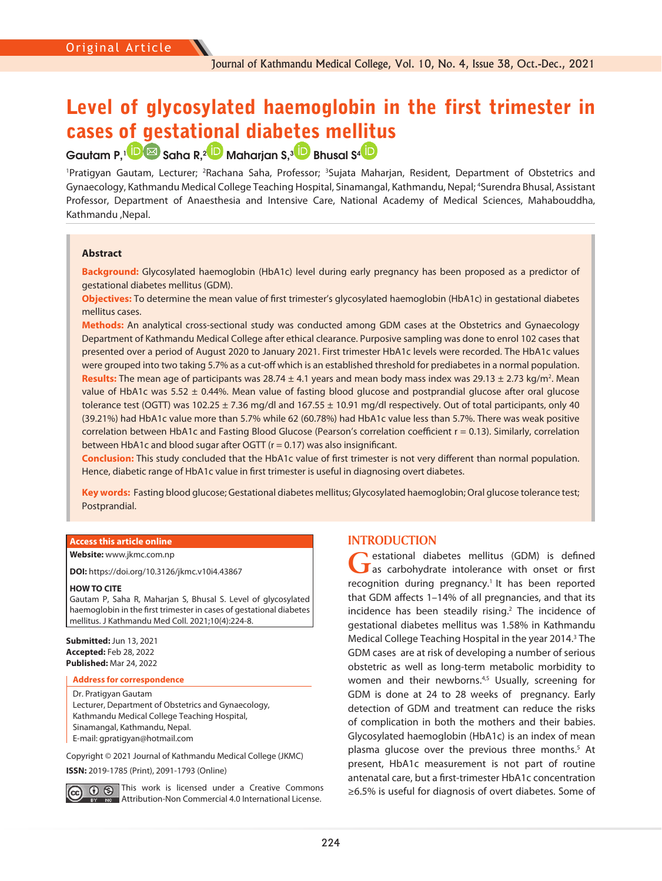Original Article

# Level of glycosylated haemoglobin in the first trimester in cases of gestational diabetes mellitus

**Gautam P,[1] Saha R,[2] Maharjan S,[3] Bhusal S[4]**

[1]Pratigyan Gautam, Lecturer; [2]Rachana Saha, Professor; [3]Sujata Maharjan, Resident, Department of Obstetrics and Gynaecology, Kathmandu Medical College Teaching Hospital, Sinamangal, Kathmandu, Nepal; [4]Surendra Bhusal, Assistant Professor, Department of Anaesthesia and Intensive Care, National Academy of Medical Sciences, Mahabouddha, Kathmandu ,Nepal.

## Abstract

**Background:** Glycosylated haemoglobin (HbA1c) level during early pregnancy has been proposed as a predictor of gestational diabetes mellitus (GDM).

**Objectives:** To determine the mean value of first trimester's glycosylated haemoglobin (HbA1c) in gestational diabetes mellitus cases.

**Methods:** An analytical cross-sectional study was conducted among GDM cases at the Obstetrics and Gynaecology Department of Kathmandu Medical College after ethical clearance. Purposive sampling was done to enrol 102 cases that presented over a period of August 2020 to January 2021. First trimester HbA1c levels were recorded. The HbA1c values were grouped into two taking 5.7% as a cut-off which is an established threshold for prediabetes in a normal population.

**Results:** The mean age of participants was 28.74 ± 4.1 years and mean body mass index was 29.13 ± 2.73 kg/m$^2$. Mean value of HbA1c was 5.52 ± 0.44%. Mean value of fasting blood glucose and postprandial glucose after oral glucose tolerance test (OGTT) was 102.25 ± 7.36 mg/dl and 167.55 ± 10.91 mg/dl respectively. Out of total participants, only 40 (39.21%) had HbA1c value more than 5.7% while 62 (60.78%) had HbA1c value less than 5.7%. There was weak positive correlation between HbA1c and Fasting Blood Glucose (Pearson's correlation coefficient r = 0.13). Similarly, correlation between HbA1c and blood sugar after OGTT (r = 0.17) was also insignificant.

**Conclusion:** This study concluded that the HbA1c value of first trimester is not very different than normal population. Hence, diabetic range of HbA1c value in first trimester is useful in diagnosing overt diabetes.

**Key words:** Fasting blood glucose; Gestational diabetes mellitus; Glycosylated haemoglobin; Oral glucose tolerance test; Postprandial.

**Access this article online**

**Website:** www.jkmc.com.np

**DOI:** https://doi.org/10.3126/jkmc.v10i4.43867

**HOW TO CITE**

Gautam P, Saha R, Maharjan S, Bhusal S. Level of glycosylated haemoglobin in the first trimester in cases of gestational diabetes mellitus. J Kathmandu Med Coll. 2021;10(4):224-8.

**Submitted:** Jun 13, 2021
**Accepted:** Feb 28, 2022
**Published:** Mar 24, 2022

**Address for correspondence**

Dr. Pratigyan Gautam
Lecturer, Department of Obstetrics and Gynaecology,
Kathmandu Medical College Teaching Hospital,
Sinamangal, Kathmandu, Nepal.
E-mail: gpratigyan@hotmail.com

Copyright © 2021 Journal of Kathmandu Medical College (JKMC)

**ISSN:** 2019-1785 (Print), 2091-1793 (Online)

This work is licensed under a Creative Commons Attribution-Non Commercial 4.0 International License.

## INTRODUCTION

Gestational diabetes mellitus (GDM) is defined as carbohydrate intolerance with onset or first recognition during pregnancy.[1] It has been reported that GDM affects 1–14% of all pregnancies, and that its incidence has been steadily rising.[2] The incidence of gestational diabetes mellitus was 1.58% in Kathmandu Medical College Teaching Hospital in the year 2014.[3] The GDM cases are at risk of developing a number of serious obstetric as well as long-term metabolic morbidity to women and their newborns.[4,5] Usually, screening for GDM is done at 24 to 28 weeks of pregnancy. Early detection of GDM and treatment can reduce the risks of complication in both the mothers and their babies. Glycosylated haemoglobin (HbA1c) is an index of mean plasma glucose over the previous three months.[5] At present, HbA1c measurement is not part of routine antenatal care, but a first-trimester HbA1c concentration ≥6.5% is useful for diagnosis of overt diabetes. Some of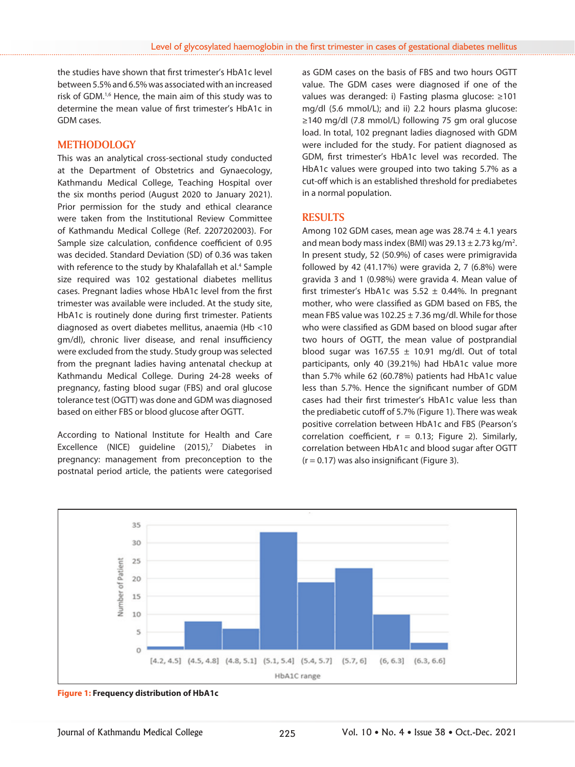the studies have shown that first trimester's HbA1c level between 5.5% and 6.5% was associated with an increased risk of GDM.[1,6] Hence, the main aim of this study was to determine the mean value of first trimester's HbA1c in GDM cases.

## METHODOLOGY

This was an analytical cross-sectional study conducted at the Department of Obstetrics and Gynaecology, Kathmandu Medical College, Teaching Hospital over the six months period (August 2020 to January 2021). Prior permission for the study and ethical clearance were taken from the Institutional Review Committee of Kathmandu Medical College (Ref. 2207202003). For Sample size calculation, confidence coefficient of 0.95 was decided. Standard Deviation (SD) of 0.36 was taken with reference to the study by Khalafallah et al.[4] Sample size required was 102 gestational diabetes mellitus cases. Pregnant ladies whose HbA1c level from the first trimester was available were included. At the study site, HbA1c is routinely done during first trimester. Patients diagnosed as overt diabetes mellitus, anaemia (Hb <10 gm/dl), chronic liver disease, and renal insufficiency were excluded from the study. Study group was selected from the pregnant ladies having antenatal checkup at Kathmandu Medical College. During 24-28 weeks of pregnancy, fasting blood sugar (FBS) and oral glucose tolerance test (OGTT) was done and GDM was diagnosed based on either FBS or blood glucose after OGTT.

According to National Institute for Health and Care Excellence (NICE) guideline (2015),[7] Diabetes in pregnancy: management from preconception to the postnatal period article, the patients were categorised as GDM cases on the basis of FBS and two hours OGTT value. The GDM cases were diagnosed if one of the values was deranged: i) Fasting plasma glucose: ≥101 mg/dl (5.6 mmol/L); and ii) 2.2 hours plasma glucose: ≥140 mg/dl (7.8 mmol/L) following 75 gm oral glucose load. In total, 102 pregnant ladies diagnosed with GDM were included for the study. For patient diagnosed as GDM, first trimester's HbA1c level was recorded. The HbA1c values were grouped into two taking 5.7% as a cut-off which is an established threshold for prediabetes in a normal population.

## RESULTS

Among 102 GDM cases, mean age was 28.74 ± 4.1 years and mean body mass index (BMI) was 29.13 ± 2.73 kg/m$^2$. In present study, 52 (50.9%) of cases were primigravida followed by 42 (41.17%) were gravida 2, 7 (6.8%) were gravida 3 and 1 (0.98%) were gravida 4. Mean value of first trimester's HbA1c was 5.52 ± 0.44%. In pregnant mother, who were classified as GDM based on FBS, the mean FBS value was 102.25 ± 7.36 mg/dl. While for those who were classified as GDM based on blood sugar after two hours of OGTT, the mean value of postprandial blood sugar was 167.55 ± 10.91 mg/dl. Out of total participants, only 40 (39.21%) had HbA1c value more than 5.7% while 62 (60.78%) patients had HbA1c value less than 5.7%. Hence the significant number of GDM cases had their first trimester's HbA1c value less than the prediabetic cutoff of 5.7% (Figure 1). There was weak positive correlation between HbA1c and FBS (Pearson's correlation coefficient, $r = 0.13$; Figure 2). Similarly, correlation between HbA1c and blood sugar after OGTT ($r = 0.17$) was also insignificant (Figure 3).

**Figure 1:** Frequency distribution of HbA1c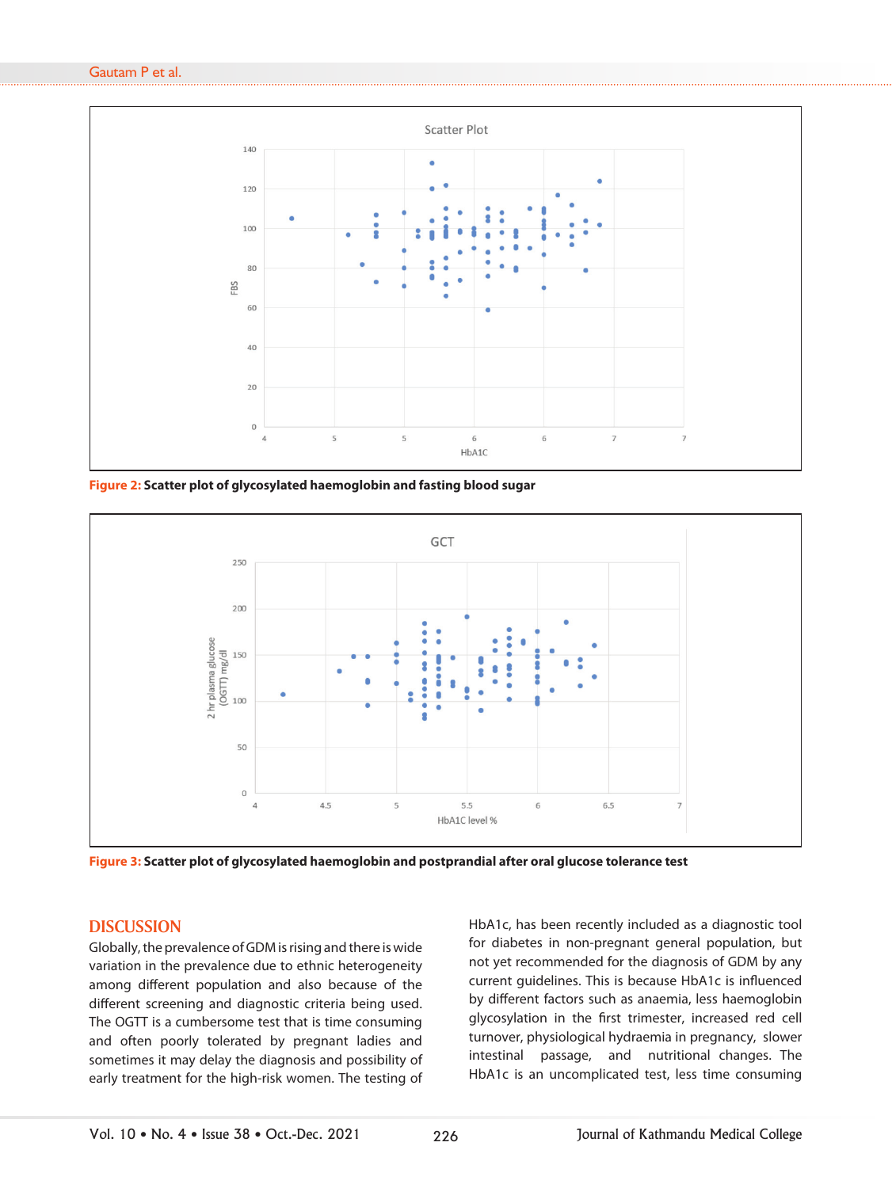Figure 2: Scatter plot of glycosylated haemoglobin and fasting blood sugar

Figure 3: Scatter plot of glycosylated haemoglobin and postprandial after oral glucose tolerance test

## DISCUSSION

Globally, the prevalence of GDM is rising and there is wide variation in the prevalence due to ethnic heterogeneity among different population and also because of the different screening and diagnostic criteria being used. The OGTT is a cumbersome test that is time consuming and often poorly tolerated by pregnant ladies and sometimes it may delay the diagnosis and possibility of early treatment for the high-risk women. The testing of HbA1c, has been recently included as a diagnostic tool for diabetes in non-pregnant general population, but not yet recommended for the diagnosis of GDM by any current guidelines. This is because HbA1c is influenced by different factors such as anaemia, less haemoglobin glycosylation in the first trimester, increased red cell turnover, physiological hydraemia in pregnancy, slower intestinal passage, and nutritional changes. The HbA1c is an uncomplicated test, less time consuming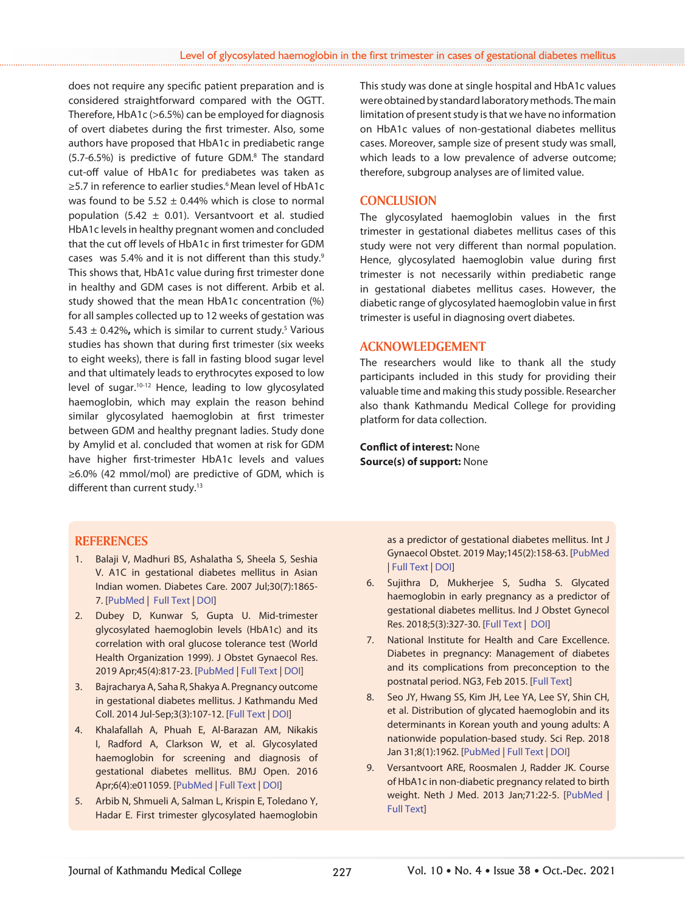does not require any specific patient preparation and is considered straightforward compared with the OGTT. Therefore, HbA1c (>6.5%) can be employed for diagnosis of overt diabetes during the first trimester. Also, some authors have proposed that HbA1c in prediabetic range (5.7-6.5%) is predictive of future GDM.[8] The standard cut-off value of HbA1c for prediabetes was taken as ≥5.7 in reference to earlier studies.[6] Mean level of HbA1c was found to be 5.52 ± 0.44% which is close to normal population (5.42 ± 0.01). Versantvoort et al. studied HbA1c levels in healthy pregnant women and concluded that the cut off levels of HbA1c in first trimester for GDM cases was 5.4% and it is not different than this study.[9] This shows that, HbA1c value during first trimester done in healthy and GDM cases is not different. Arbib et al. study showed that the mean HbA1c concentration (%) for all samples collected up to 12 weeks of gestation was 5.43 ± 0.42%**,** which is similar to current study.[5] Various studies has shown that during first trimester (six weeks to eight weeks), there is fall in fasting blood sugar level and that ultimately leads to erythrocytes exposed to low level of sugar.[10-12] Hence, leading to low glycosylated haemoglobin, which may explain the reason behind similar glycosylated haemoglobin at first trimester between GDM and healthy pregnant ladies. Study done by Amylid et al. concluded that women at risk for GDM have higher first-trimester HbA1c levels and values ≥6.0% (42 mmol/mol) are predictive of GDM, which is different than current study.[13]

This study was done at single hospital and HbA1c values were obtained by standard laboratory methods. The main limitation of present study is that we have no information on HbA1c values of non-gestational diabetes mellitus cases. Moreover, sample size of present study was small, which leads to a low prevalence of adverse outcome; therefore, subgroup analyses are of limited value.

## CONCLUSION

The glycosylated haemoglobin values in the first trimester in gestational diabetes mellitus cases of this study were not very different than normal population. Hence, glycosylated haemoglobin value during first trimester is not necessarily within prediabetic range in gestational diabetes mellitus cases. However, the diabetic range of glycosylated haemoglobin value in first trimester is useful in diagnosing overt diabetes.

## ACKNOWLEDGEMENT

The researchers would like to thank all the study participants included in this study for providing their valuable time and making this study possible. Researcher also thank Kathmandu Medical College for providing platform for data collection.

**Conflict of interest:** None
**Source(s) of support:** None

## REFERENCES

1. Balaji V, Madhuri BS, Ashalatha S, Sheela S, Seshia V. A1C in gestational diabetes mellitus in Asian Indian women. Diabetes Care. 2007 Jul;30(7):1865-7. [PubMed | Full Text | DOI]
2. Dubey D, Kunwar S, Gupta U. Mid-trimester glycosylated haemoglobin levels (HbA1c) and its correlation with oral glucose tolerance test (World Health Organization 1999). J Obstet Gynaecol Res. 2019 Apr;45(4):817-23. [PubMed | Full Text | DOI]
3. Bajracharya A, Saha R, Shakya A. Pregnancy outcome in gestational diabetes mellitus. J Kathmandu Med Coll. 2014 Jul-Sep;3(3):107-12. [Full Text | DOI]
4. Khalafallah A, Phuah E, Al-Barazan AM, Nikakis I, Radford A, Clarkson W, et al. Glycosylated haemoglobin for screening and diagnosis of gestational diabetes mellitus. BMJ Open. 2016 Apr;6(4):e011059. [PubMed | Full Text | DOI]
5. Arbib N, Shmueli A, Salman L, Krispin E, Toledano Y, Hadar E. First trimester glycosylated haemoglobin as a predictor of gestational diabetes mellitus. Int J Gynaecol Obstet. 2019 May;145(2):158-63. [PubMed | Full Text | DOI]
6. Sujithra D, Mukherjee S, Sudha S. Glycated haemoglobin in early pregnancy as a predictor of gestational diabetes mellitus. Ind J Obstet Gynecol Res. 2018;5(3):327-30. [Full Text | DOI]
7. National Institute for Health and Care Excellence. Diabetes in pregnancy: Management of diabetes and its complications from preconception to the postnatal period. NG3, Feb 2015. [Full Text]
8. Seo JY, Hwang SS, Kim JH, Lee YA, Lee SY, Shin CH, et al. Distribution of glycated haemoglobin and its determinants in Korean youth and young adults: A nationwide population-based study. Sci Rep. 2018 Jan 31;8(1):1962. [PubMed | Full Text | DOI]
9. Versantvoort ARE, Roosmalen J, Radder JK. Course of HbA1c in non-diabetic pregnancy related to birth weight. Neth J Med. 2013 Jan;71:22-5. [PubMed | Full Text]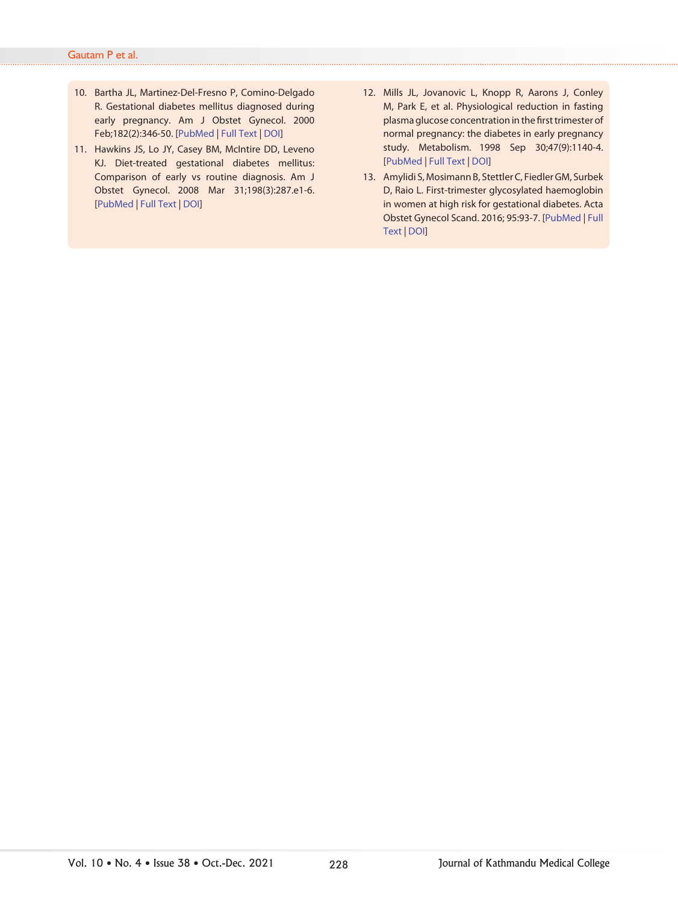10. Bartha JL, Martinez-Del-Fresno P, Comino-Delgado R. Gestational diabetes mellitus diagnosed during early pregnancy. Am J Obstet Gynecol. 2000 Feb;182(2):346-50. [PubMed | Full Text | DOI]

11. Hawkins JS, Lo JY, Casey BM, McIntire DD, Leveno KJ. Diet-treated gestational diabetes mellitus: Comparison of early vs routine diagnosis. Am J Obstet Gynecol. 2008 Mar 31;198(3):287.e1-6. [PubMed | Full Text | DOI]

12. Mills JL, Jovanovic L, Knopp R, Aarons J, Conley M, Park E, et al. Physiological reduction in fasting plasma glucose concentration in the first trimester of normal pregnancy: the diabetes in early pregnancy study. Metabolism. 1998 Sep 30;47(9):1140-4. [PubMed | Full Text | DOI]

13. Amylidi S, Mosimann B, Stettler C, Fiedler GM, Surbek D, Raio L. First-trimester glycosylated haemoglobin in women at high risk for gestational diabetes. Acta Obstet Gynecol Scand. 2016; 95:93-7. [PubMed | Full Text | DOI]